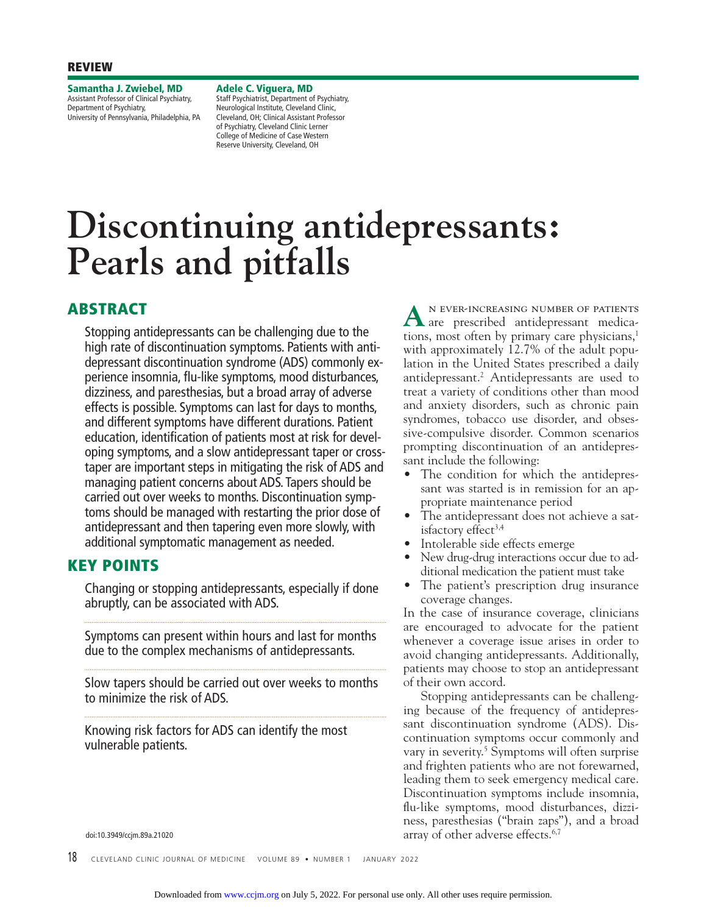REVIEW

**Samantha J. Zwiebel, MD**
Assistant Professor of Clinical Psychiatry, Department of Psychiatry, University of Pennsylvania, Philadelphia, PA

**Adele C. Viguera, MD**
Staff Psychiatrist, Department of Psychiatry, Neurological Institute, Cleveland Clinic, Cleveland, OH; Clinical Assistant Professor of Psychiatry, Cleveland Clinic Lerner College of Medicine of Case Western Reserve University, Cleveland, OH

# Discontinuing antidepressants: Pearls and pitfalls

## ABSTRACT

Stopping antidepressants can be challenging due to the high rate of discontinuation symptoms. Patients with antidepressant discontinuation syndrome (ADS) commonly experience insomnia, flu-like symptoms, mood disturbances, dizziness, and paresthesias, but a broad array of adverse effects is possible. Symptoms can last for days to months, and different symptoms have different durations. Patient education, identification of patients most at risk for developing symptoms, and a slow antidepressant taper or cross-taper are important steps in mitigating the risk of ADS and managing patient concerns about ADS. Tapers should be carried out over weeks to months. Discontinuation symptoms should be managed with restarting the prior dose of antidepressant and then tapering even more slowly, with additional symptomatic management as needed.

## KEY POINTS

Changing or stopping antidepressants, especially if done abruptly, can be associated with ADS.

Symptoms can present within hours and last for months due to the complex mechanisms of antidepressants.

Slow tapers should be carried out over weeks to months to minimize the risk of ADS.

Knowing risk factors for ADS can identify the most vulnerable patients.

doi:10.3949/ccjm.89a.21020

An ever-increasing number of patients are prescribed antidepressant medications, most often by primary care physicians,[1] with approximately 12.7% of the adult population in the United States prescribed a daily antidepressant.[2] Antidepressants are used to treat a variety of conditions other than mood and anxiety disorders, such as chronic pain syndromes, tobacco use disorder, and obsessive-compulsive disorder. Common scenarios prompting discontinuation of an antidepressant include the following:

- The condition for which the antidepressant was started is in remission for an appropriate maintenance period
- The antidepressant does not achieve a satisfactory effect[3,4]
- Intolerable side effects emerge
- New drug-drug interactions occur due to additional medication the patient must take
- The patient's prescription drug insurance coverage changes.

In the case of insurance coverage, clinicians are encouraged to advocate for the patient whenever a coverage issue arises in order to avoid changing antidepressants. Additionally, patients may choose to stop an antidepressant of their own accord.

Stopping antidepressants can be challenging because of the frequency of antidepressant discontinuation syndrome (ADS). Discontinuation symptoms occur commonly and vary in severity.[5] Symptoms will often surprise and frighten patients who are not forewarned, leading them to seek emergency medical care. Discontinuation symptoms include insomnia, flu-like symptoms, mood disturbances, dizziness, paresthesias ("brain zaps"), and a broad array of other adverse effects.[6,7]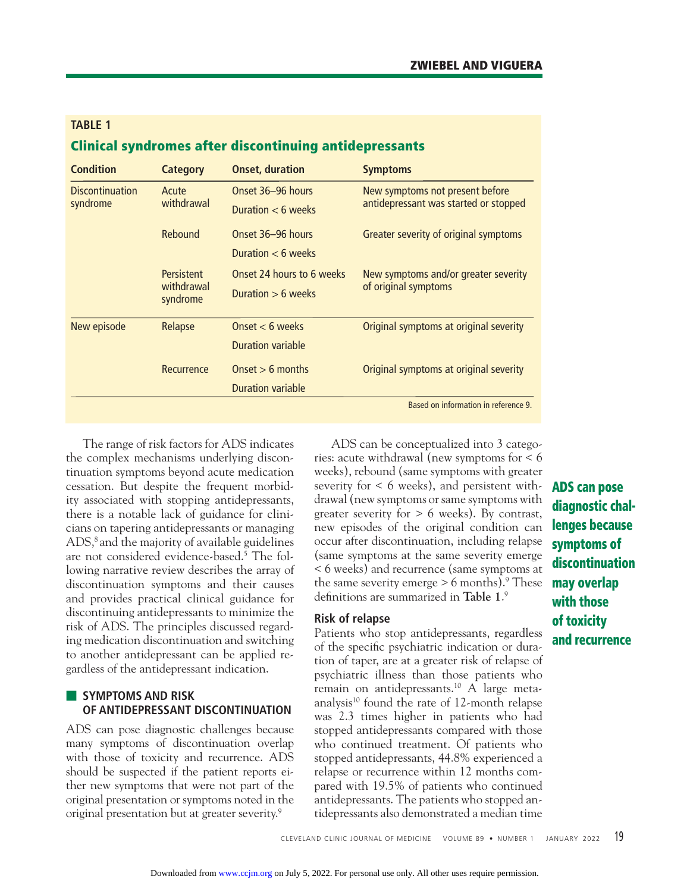**TABLE 1**

**Clinical syndromes after discontinuing antidepressants**

| Condition | Category | Onset, duration | Symptoms |
|---|---|---|---|
| Discontinuation syndrome | Acute withdrawal | Onset 36–96 hours<br>Duration < 6 weeks | New symptoms not present before antidepressant was started or stopped |
| | Rebound | Onset 36–96 hours<br>Duration < 6 weeks | Greater severity of original symptoms |
| | Persistent withdrawal syndrome | Onset 24 hours to 6 weeks<br>Duration > 6 weeks | New symptoms and/or greater severity of original symptoms |
| New episode | Relapse | Onset < 6 weeks<br>Duration variable | Original symptoms at original severity |
| | Recurrence | Onset > 6 months<br>Duration variable | Original symptoms at original severity |

Based on information in reference 9.

The range of risk factors for ADS indicates the complex mechanisms underlying discontinuation symptoms beyond acute medication cessation. But despite the frequent morbidity associated with stopping antidepressants, there is a notable lack of guidance for clinicians on tapering antidepressants or managing ADS,[8] and the majority of available guidelines are not considered evidence-based.[5] The following narrative review describes the array of discontinuation symptoms and their causes and provides practical clinical guidance for discontinuing antidepressants to minimize the risk of ADS. The principles discussed regarding medication discontinuation and switching to another antidepressant can be applied regardless of the antidepressant indication.

## SYMPTOMS AND RISK OF ANTIDEPRESSANT DISCONTINUATION

ADS can pose diagnostic challenges because many symptoms of discontinuation overlap with those of toxicity and recurrence. ADS should be suspected if the patient reports either new symptoms that were not part of the original presentation or symptoms noted in the original presentation but at greater severity.[9]

ADS can be conceptualized into 3 categories: acute withdrawal (new symptoms for < 6 weeks), rebound (same symptoms with greater severity for < 6 weeks), and persistent withdrawal (new symptoms or same symptoms with greater severity for > 6 weeks). By contrast, new episodes of the original condition can occur after discontinuation, including relapse (same symptoms at the same severity emerge < 6 weeks) and recurrence (same symptoms at the same severity emerge > 6 months).[9] These definitions are summarized in **Table 1**.[9]

**ADS can pose diagnostic challenges because symptoms of discontinuation may overlap with those of toxicity and recurrence**

### Risk of relapse

Patients who stop antidepressants, regardless of the specific psychiatric indication or duration of taper, are at a greater risk of relapse of psychiatric illness than those patients who remain on antidepressants.[10] A large meta-analysis[10] found the rate of 12-month relapse was 2.3 times higher in patients who had stopped antidepressants compared with those who continued treatment. Of patients who stopped antidepressants, 44.8% experienced a relapse or recurrence within 12 months compared with 19.5% of patients who continued antidepressants. The patients who stopped antidepressants also demonstrated a median time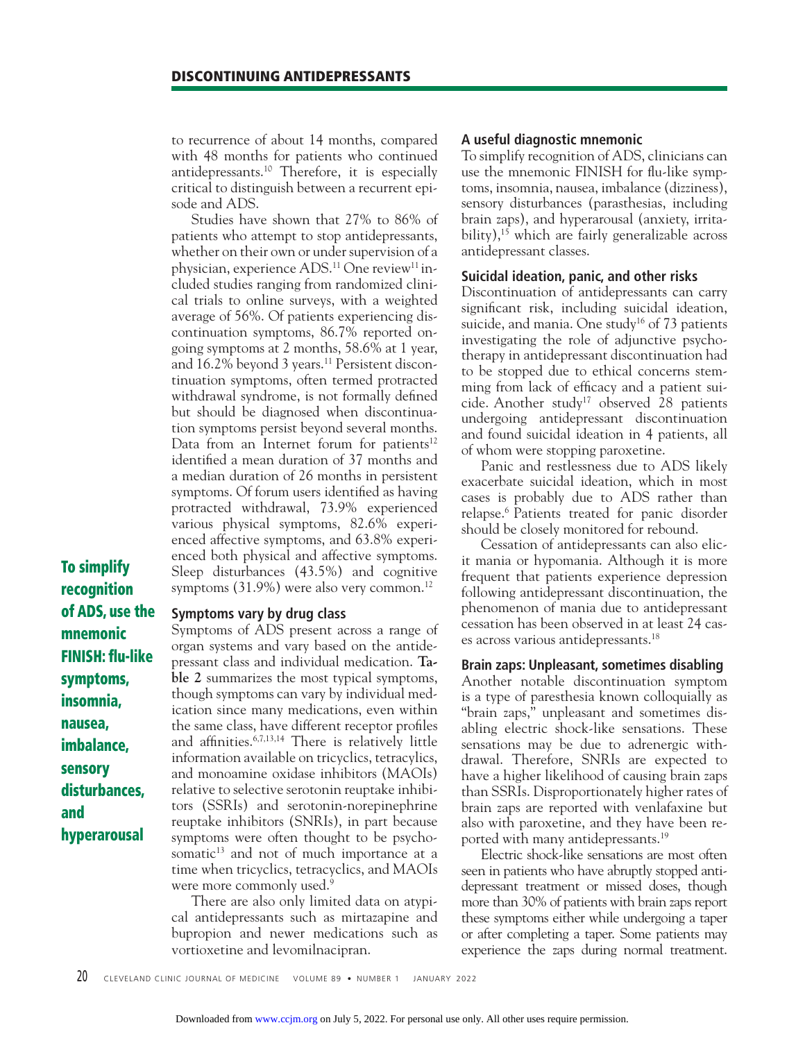to recurrence of about 14 months, compared with 48 months for patients who continued antidepressants.[10] Therefore, it is especially critical to distinguish between a recurrent episode and ADS.

Studies have shown that 27% to 86% of patients who attempt to stop antidepressants, whether on their own or under supervision of a physician, experience ADS.[11] One review[11] included studies ranging from randomized clinical trials to online surveys, with a weighted average of 56%. Of patients experiencing discontinuation symptoms, 86.7% reported ongoing symptoms at 2 months, 58.6% at 1 year, and 16.2% beyond 3 years.[11] Persistent discontinuation symptoms, often termed protracted withdrawal syndrome, is not formally defined but should be diagnosed when discontinuation symptoms persist beyond several months. Data from an Internet forum for patients[12] identified a mean duration of 37 months and a median duration of 26 months in persistent symptoms. Of forum users identified as having protracted withdrawal, 73.9% experienced various physical symptoms, 82.6% experienced affective symptoms, and 63.8% experienced both physical and affective symptoms. Sleep disturbances (43.5%) and cognitive symptoms (31.9%) were also very common.[12]

**To simplify recognition of ADS, use the mnemonic FINISH: flu-like symptoms, insomnia, nausea, imbalance, sensory disturbances, and hyperarousal**

### Symptoms vary by drug class

Symptoms of ADS present across a range of organ systems and vary based on the antidepressant class and individual medication. **Table 2** summarizes the most typical symptoms, though symptoms can vary by individual medication since many medications, even within the same class, have different receptor profiles and affinities.[6,7,13,14] There is relatively little information available on tricyclics, tetracylics, and monoamine oxidase inhibitors (MAOIs) relative to selective serotonin reuptake inhibitors (SSRIs) and serotonin-norepinephrine reuptake inhibitors (SNRIs), in part because symptoms were often thought to be psychosomatic[13] and not of much importance at a time when tricyclics, tetracyclics, and MAOIs were more commonly used.[9]

There are also only limited data on atypical antidepressants such as mirtazapine and bupropion and newer medications such as vortioxetine and levomilnacipran.

### A useful diagnostic mnemonic

To simplify recognition of ADS, clinicians can use the mnemonic FINISH for flu-like symptoms, insomnia, nausea, imbalance (dizziness), sensory disturbances (parasthesias, including brain zaps), and hyperarousal (anxiety, irritability),[15] which are fairly generalizable across antidepressant classes.

### Suicidal ideation, panic, and other risks

Discontinuation of antidepressants can carry significant risk, including suicidal ideation, suicide, and mania. One study[16] of 73 patients investigating the role of adjunctive psychotherapy in antidepressant discontinuation had to be stopped due to ethical concerns stemming from lack of efficacy and a patient suicide. Another study[17] observed 28 patients undergoing antidepressant discontinuation and found suicidal ideation in 4 patients, all of whom were stopping paroxetine.

Panic and restlessness due to ADS likely exacerbate suicidal ideation, which in most cases is probably due to ADS rather than relapse.[6] Patients treated for panic disorder should be closely monitored for rebound.

Cessation of antidepressants can also elicit mania or hypomania. Although it is more frequent that patients experience depression following antidepressant discontinuation, the phenomenon of mania due to antidepressant cessation has been observed in at least 24 cases across various antidepressants.[18]

### Brain zaps: Unpleasant, sometimes disabling

Another notable discontinuation symptom is a type of paresthesia known colloquially as "brain zaps," unpleasant and sometimes disabling electric shock-like sensations. These sensations may be due to adrenergic withdrawal. Therefore, SNRIs are expected to have a higher likelihood of causing brain zaps than SSRIs. Disproportionately higher rates of brain zaps are reported with venlafaxine but also with paroxetine, and they have been reported with many antidepressants.[19]

Electric shock-like sensations are most often seen in patients who have abruptly stopped antidepressant treatment or missed doses, though more than 30% of patients with brain zaps report these symptoms either while undergoing a taper or after completing a taper. Some patients may experience the zaps during normal treatment.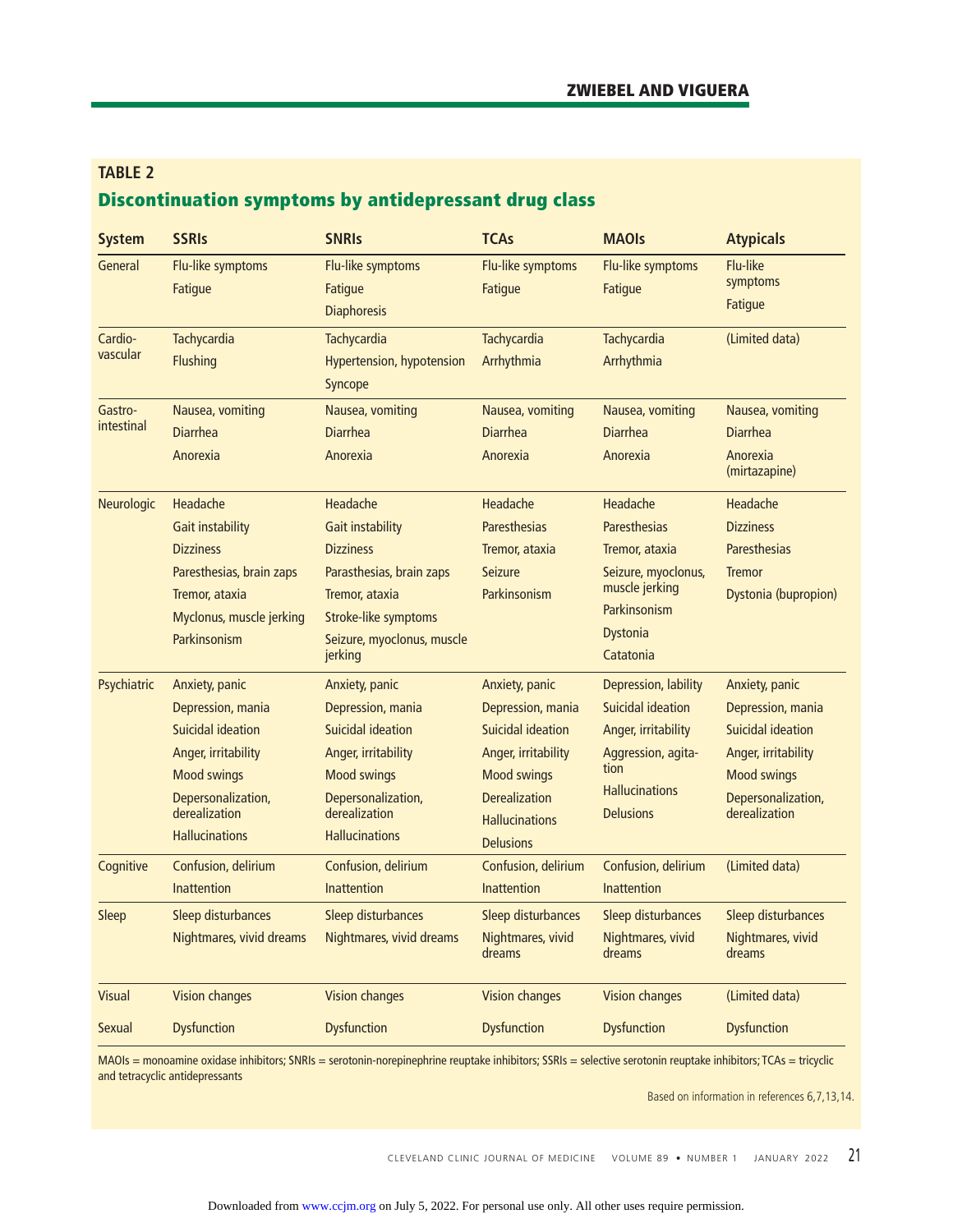**TABLE 2**

## Discontinuation symptoms by antidepressant drug class

| System | SSRIs | SNRIs | TCAs | MAOIs | Atypicals |
|---|---|---|---|---|---|
| General | Flu-like symptoms<br>Fatigue | Flu-like symptoms<br>Fatigue<br>Diaphoresis | Flu-like symptoms<br>Fatigue | Flu-like symptoms<br>Fatigue | Flu-like symptoms<br>Fatigue |
| Cardio­vascular | Tachycardia<br>Flushing | Tachycardia<br>Hypertension, hypotension<br>Syncope | Tachycardia<br>Arrhythmia | Tachycardia<br>Arrhythmia | (Limited data) |
| Gastro­intestinal | Nausea, vomiting<br>Diarrhea<br>Anorexia | Nausea, vomiting<br>Diarrhea<br>Anorexia | Nausea, vomiting<br>Diarrhea<br>Anorexia | Nausea, vomiting<br>Diarrhea<br>Anorexia | Nausea, vomiting<br>Diarrhea<br>Anorexia (mirtazapine) |
| Neurologic | Headache<br>Gait instability<br>Dizziness<br>Paresthesias, brain zaps<br>Tremor, ataxia<br>Myclonus, muscle jerking<br>Parkinsonism | Headache<br>Gait instability<br>Dizziness<br>Parasthesias, brain zaps<br>Tremor, ataxia<br>Stroke-like symptoms<br>Seizure, myoclonus, muscle jerking | Headache<br>Paresthesias<br>Tremor, ataxia<br>Seizure<br>Parkinsonism | Headache<br>Paresthesias<br>Tremor, ataxia<br>Seizure, myoclonus, muscle jerking<br>Parkinsonism<br>Dystonia<br>Catatonia | Headache<br>Dizziness<br>Paresthesias<br>Tremor<br>Dystonia (bupropion) |
| Psychiatric | Anxiety, panic<br>Depression, mania<br>Suicidal ideation<br>Anger, irritability<br>Mood swings<br>Depersonalization, derealization<br>Hallucinations | Anxiety, panic<br>Depression, mania<br>Suicidal ideation<br>Anger, irritability<br>Mood swings<br>Depersonalization, derealization<br>Hallucinations | Anxiety, panic<br>Depression, mania<br>Suicidal ideation<br>Anger, irritability<br>Mood swings<br>Derealization<br>Hallucinations<br>Delusions | Depression, lability<br>Suicidal ideation<br>Anger, irritability<br>Aggression, agitation<br>Hallucinations<br>Delusions | Anxiety, panic<br>Depression, mania<br>Suicidal ideation<br>Anger, irritability<br>Mood swings<br>Depersonalization, derealization |
| Cognitive | Confusion, delirium<br>Inattention | Confusion, delirium<br>Inattention | Confusion, delirium<br>Inattention | Confusion, delirium<br>Inattention | (Limited data) |
| Sleep | Sleep disturbances<br>Nightmares, vivid dreams | Sleep disturbances<br>Nightmares, vivid dreams | Sleep disturbances<br>Nightmares, vivid dreams | Sleep disturbances<br>Nightmares, vivid dreams | Sleep disturbances<br>Nightmares, vivid dreams |
| Visual | Vision changes | Vision changes | Vision changes | Vision changes | (Limited data) |
| Sexual | Dysfunction | Dysfunction | Dysfunction | Dysfunction | Dysfunction |

MAOIs = monoamine oxidase inhibitors; SNRIs = serotonin-norepinephrine reuptake inhibitors; SSRIs = selective serotonin reuptake inhibitors; TCAs = tricyclic and tetracyclic antidepressants

Based on information in references 6,7,13,14.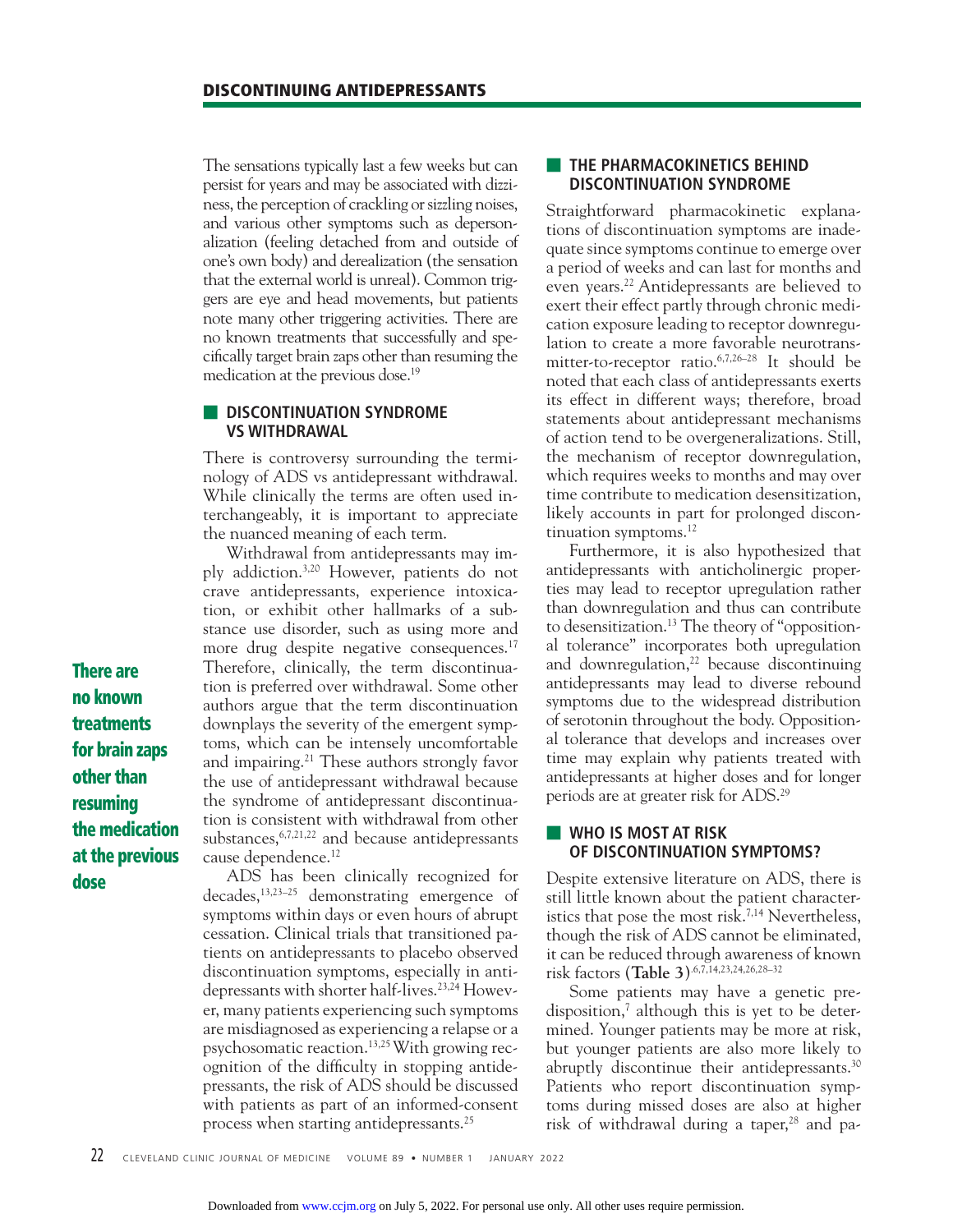The sensations typically last a few weeks but can persist for years and may be associated with dizziness, the perception of crackling or sizzling noises, and various other symptoms such as depersonalization (feeling detached from and outside of one's own body) and derealization (the sensation that the external world is unreal). Common triggers are eye and head movements, but patients note many other triggering activities. There are no known treatments that successfully and specifically target brain zaps other than resuming the medication at the previous dose.[19]

## DISCONTINUATION SYNDROME VS WITHDRAWAL

There is controversy surrounding the terminology of ADS vs antidepressant withdrawal. While clinically the terms are often used interchangeably, it is important to appreciate the nuanced meaning of each term.

Withdrawal from antidepressants may imply addiction.[3,20] However, patients do not crave antidepressants, experience intoxication, or exhibit other hallmarks of a substance use disorder, such as using more and more drug despite negative consequences.[17] Therefore, clinically, the term discontinuation is preferred over withdrawal. Some other authors argue that the term discontinuation downplays the severity of the emergent symptoms, which can be intensely uncomfortable and impairing.[21] These authors strongly favor the use of antidepressant withdrawal because the syndrome of antidepressant discontinuation is consistent with withdrawal from other substances,[6,7,21,22] and because antidepressants cause dependence.[12]

**There are no known treatments for brain zaps other than resuming the medication at the previous dose**

ADS has been clinically recognized for decades,[13,23–25] demonstrating emergence of symptoms within days or even hours of abrupt cessation. Clinical trials that transitioned patients on antidepressants to placebo observed discontinuation symptoms, especially in antidepressants with shorter half-lives.[23,24] However, many patients experiencing such symptoms are misdiagnosed as experiencing a relapse or a psychosomatic reaction.[13,25] With growing recognition of the difficulty in stopping antidepressants, the risk of ADS should be discussed with patients as part of an informed-consent process when starting antidepressants.[25]

## THE PHARMACOKINETICS BEHIND DISCONTINUATION SYNDROME

Straightforward pharmacokinetic explanations of discontinuation symptoms are inadequate since symptoms continue to emerge over a period of weeks and can last for months and even years.[22] Antidepressants are believed to exert their effect partly through chronic medication exposure leading to receptor downregulation to create a more favorable neurotransmitter-to-receptor ratio.[6,7,26–28] It should be noted that each class of antidepressants exerts its effect in different ways; therefore, broad statements about antidepressant mechanisms of action tend to be overgeneralizations. Still, the mechanism of receptor downregulation, which requires weeks to months and may over time contribute to medication desensitization, likely accounts in part for prolonged discontinuation symptoms.[12]

Furthermore, it is also hypothesized that antidepressants with anticholinergic properties may lead to receptor upregulation rather than downregulation and thus can contribute to desensitization.[13] The theory of "oppositional tolerance" incorporates both upregulation and downregulation,[22] because discontinuing antidepressants may lead to diverse rebound symptoms due to the widespread distribution of serotonin throughout the body. Oppositional tolerance that develops and increases over time may explain why patients treated with antidepressants at higher doses and for longer periods are at greater risk for ADS.[29]

## WHO IS MOST AT RISK OF DISCONTINUATION SYMPTOMS?

Despite extensive literature on ADS, there is still little known about the patient characteristics that pose the most risk.[7,14] Nevertheless, though the risk of ADS cannot be eliminated, it can be reduced through awareness of known risk factors (**Table 3**).[6,7,14,23,24,26,28–32]

Some patients may have a genetic predisposition,[7] although this is yet to be determined. Younger patients may be more at risk, but younger patients are also more likely to abruptly discontinue their antidepressants.[30] Patients who report discontinuation symptoms during missed doses are also at higher risk of withdrawal during a taper,[28] and pa-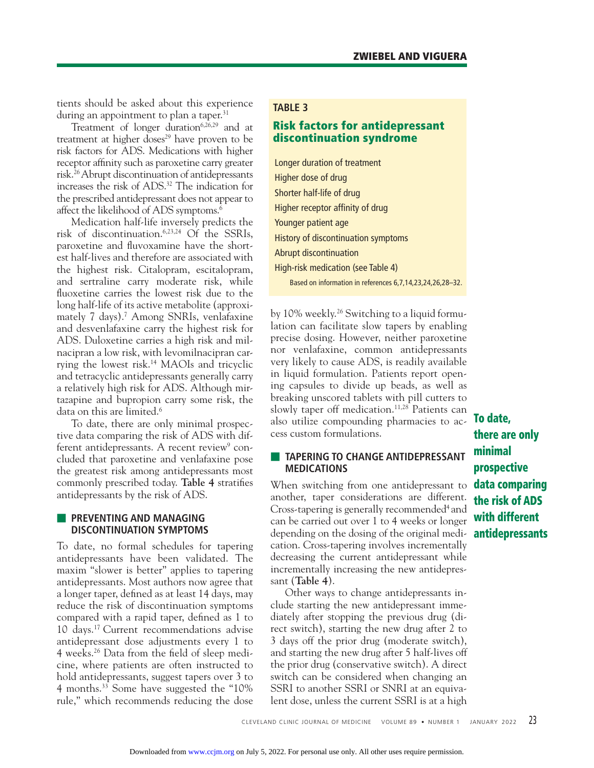tients should be asked about this experience during an appointment to plan a taper.[31]

Treatment of longer duration[6,26,29] and at treatment at higher doses[29] have proven to be risk factors for ADS. Medications with higher receptor affinity such as paroxetine carry greater risk.[26] Abrupt discontinuation of antidepressants increases the risk of ADS.[32] The indication for the prescribed antidepressant does not appear to affect the likelihood of ADS symptoms.[6]

Medication half-life inversely predicts the risk of discontinuation.[6,23,24] Of the SSRIs, paroxetine and fluvoxamine have the shortest half-lives and therefore are associated with the highest risk. Citalopram, escitalopram, and sertraline carry moderate risk, while fluoxetine carries the lowest risk due to the long half-life of its active metabolite (approximately 7 days).[7] Among SNRIs, venlafaxine and desvenlafaxine carry the highest risk for ADS. Duloxetine carries a high risk and milnacipran a low risk, with levomilnacipran carrying the lowest risk.[14] MAOIs and tricyclic and tetracyclic antidepressants generally carry a relatively high risk for ADS. Although mirtazapine and bupropion carry some risk, the data on this are limited.[6]

To date, there are only minimal prospective data comparing the risk of ADS with different antidepressants. A recent review[9] concluded that paroxetine and venlafaxine pose the greatest risk among antidepressants most commonly prescribed today. **Table 4** stratifies antidepressants by the risk of ADS.

**TABLE 3**

**Risk factors for antidepressant discontinuation syndrome**

- Longer duration of treatment
- Higher dose of drug
- Shorter half-life of drug
- Higher receptor affinity of drug
- Younger patient age
- History of discontinuation symptoms
- Abrupt discontinuation
- High-risk medication (see Table 4)

Based on information in references 6,7,14,23,24,26,28–32.

## PREVENTING AND MANAGING DISCONTINUATION SYMPTOMS

To date, no formal schedules for tapering antidepressants have been validated. The maxim "slower is better" applies to tapering antidepressants. Most authors now agree that a longer taper, defined as at least 14 days, may reduce the risk of discontinuation symptoms compared with a rapid taper, defined as 1 to 10 days.[17] Current recommendations advise antidepressant dose adjustments every 1 to 4 weeks.[26] Data from the field of sleep medicine, where patients are often instructed to hold antidepressants, suggest tapers over 3 to 4 months.[33] Some have suggested the "10% rule," which recommends reducing the dose by 10% weekly.[26] Switching to a liquid formulation can facilitate slow tapers by enabling precise dosing. However, neither paroxetine nor venlafaxine, common antidepressants very likely to cause ADS, is readily available in liquid formulation. Patients report opening capsules to divide up beads, as well as breaking unscored tablets with pill cutters to slowly taper off medication.[11,28] Patients can also utilize compounding pharmacies to access custom formulations.

**To date, there are only minimal prospective data comparing the risk of ADS with different antidepressants**

## TAPERING TO CHANGE ANTIDEPRESSANT MEDICATIONS

When switching from one antidepressant to another, taper considerations are different. Cross-tapering is generally recommended[4] and can be carried out over 1 to 4 weeks or longer depending on the dosing of the original medication. Cross-tapering involves incrementally decreasing the current antidepressant while incrementally increasing the new antidepressant (**Table 4**).

Other ways to change antidepressants include starting the new antidepressant immediately after stopping the previous drug (direct switch), starting the new drug after 2 to 3 days off the prior drug (moderate switch), and starting the new drug after 5 half-lives off the prior drug (conservative switch). A direct switch can be considered when changing an SSRI to another SSRI or SNRI at an equivalent dose, unless the current SSRI is at a high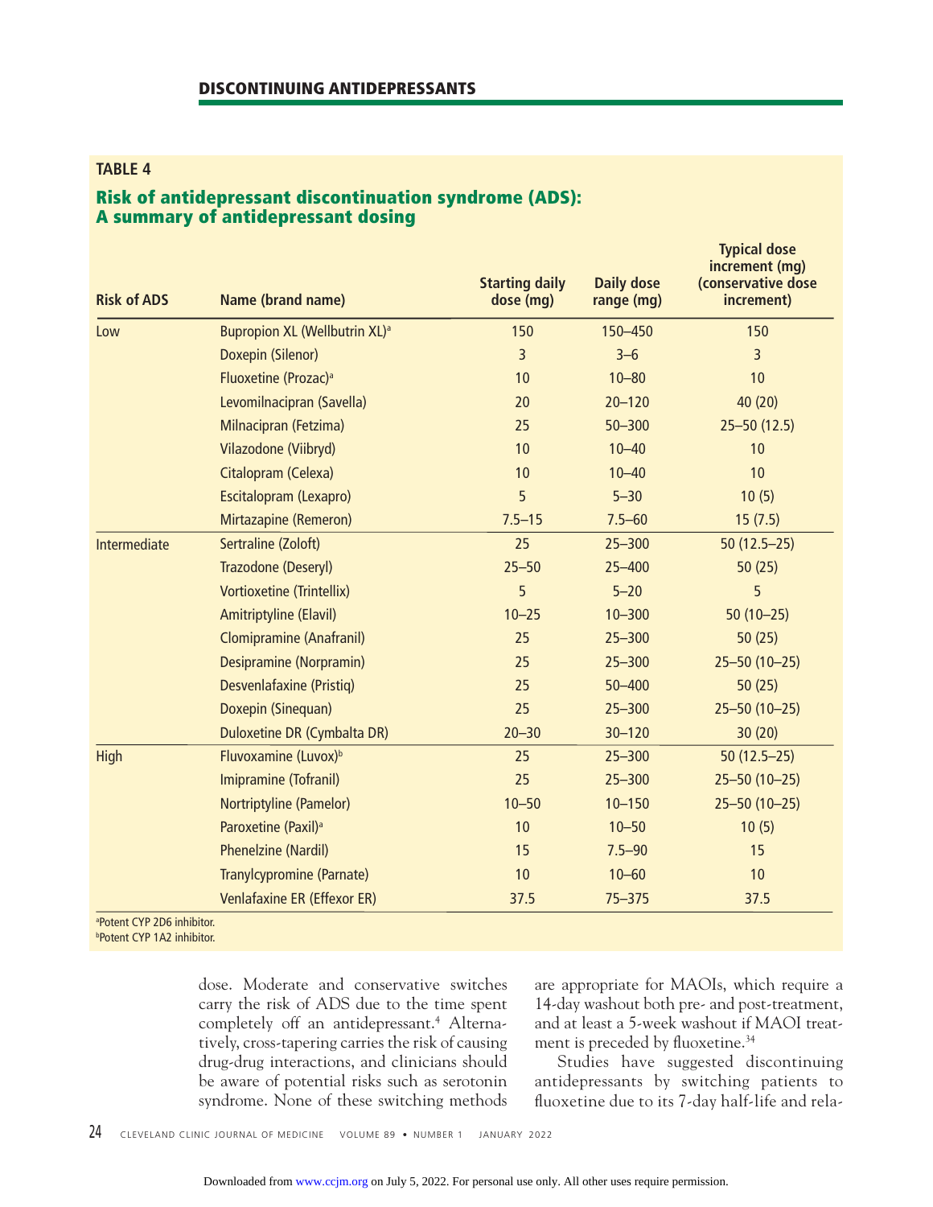**TABLE 4**

## Risk of antidepressant discontinuation syndrome (ADS): A summary of antidepressant dosing

| Risk of ADS | Name (brand name) | Starting daily dose (mg) | Daily dose range (mg) | Typical dose increment (mg) (conservative dose increment) |
|---|---|---|---|---|
| Low | Bupropion XL (Wellbutrin XL)[a] | 150 | 150–450 | 150 |
| | Doxepin (Silenor) | 3 | 3–6 | 3 |
| | Fluoxetine (Prozac)[a] | 10 | 10–80 | 10 |
| | Levomilnacipran (Savella) | 20 | 20–120 | 40 (20) |
| | Milnacipran (Fetzima) | 25 | 50–300 | 25–50 (12.5) |
| | Vilazodone (Viibryd) | 10 | 10–40 | 10 |
| | Citalopram (Celexa) | 10 | 10–40 | 10 |
| | Escitalopram (Lexapro) | 5 | 5–30 | 10 (5) |
| | Mirtazapine (Remeron) | 7.5–15 | 7.5–60 | 15 (7.5) |
| Intermediate | Sertraline (Zoloft) | 25 | 25–300 | 50 (12.5–25) |
| | Trazodone (Deseryl) | 25–50 | 25–400 | 50 (25) |
| | Vortioxetine (Trintellix) | 5 | 5–20 | 5 |
| | Amitriptyline (Elavil) | 10–25 | 10–300 | 50 (10–25) |
| | Clomipramine (Anafranil) | 25 | 25–300 | 50 (25) |
| | Desipramine (Norpramin) | 25 | 25–300 | 25–50 (10–25) |
| | Desvenlafaxine (Pristiq) | 25 | 50–400 | 50 (25) |
| | Doxepin (Sinequan) | 25 | 25–300 | 25–50 (10–25) |
| | Duloxetine DR (Cymbalta DR) | 20–30 | 30–120 | 30 (20) |
| High | Fluvoxamine (Luvox)[b] | 25 | 25–300 | 50 (12.5–25) |
| | Imipramine (Tofranil) | 25 | 25–300 | 25–50 (10–25) |
| | Nortriptyline (Pamelor) | 10–50 | 10–150 | 25–50 (10–25) |
| | Paroxetine (Paxil)[a] | 10 | 10–50 | 10 (5) |
| | Phenelzine (Nardil) | 15 | 7.5–90 | 15 |
| | Tranylcypromine (Parnate) | 10 | 10–60 | 10 |
| | Venlafaxine ER (Effexor ER) | 37.5 | 75–375 | 37.5 |

[a]Potent CYP 2D6 inhibitor.
[b]Potent CYP 1A2 inhibitor.

dose. Moderate and conservative switches carry the risk of ADS due to the time spent completely off an antidepressant.[4] Alternatively, cross-tapering carries the risk of causing drug-drug interactions, and clinicians should be aware of potential risks such as serotonin syndrome. None of these switching methods are appropriate for MAOIs, which require a 14-day washout both pre- and post-treatment, and at least a 5-week washout if MAOI treatment is preceded by fluoxetine.[34]

Studies have suggested discontinuing antidepressants by switching patients to fluoxetine due to its 7-day half-life and rela-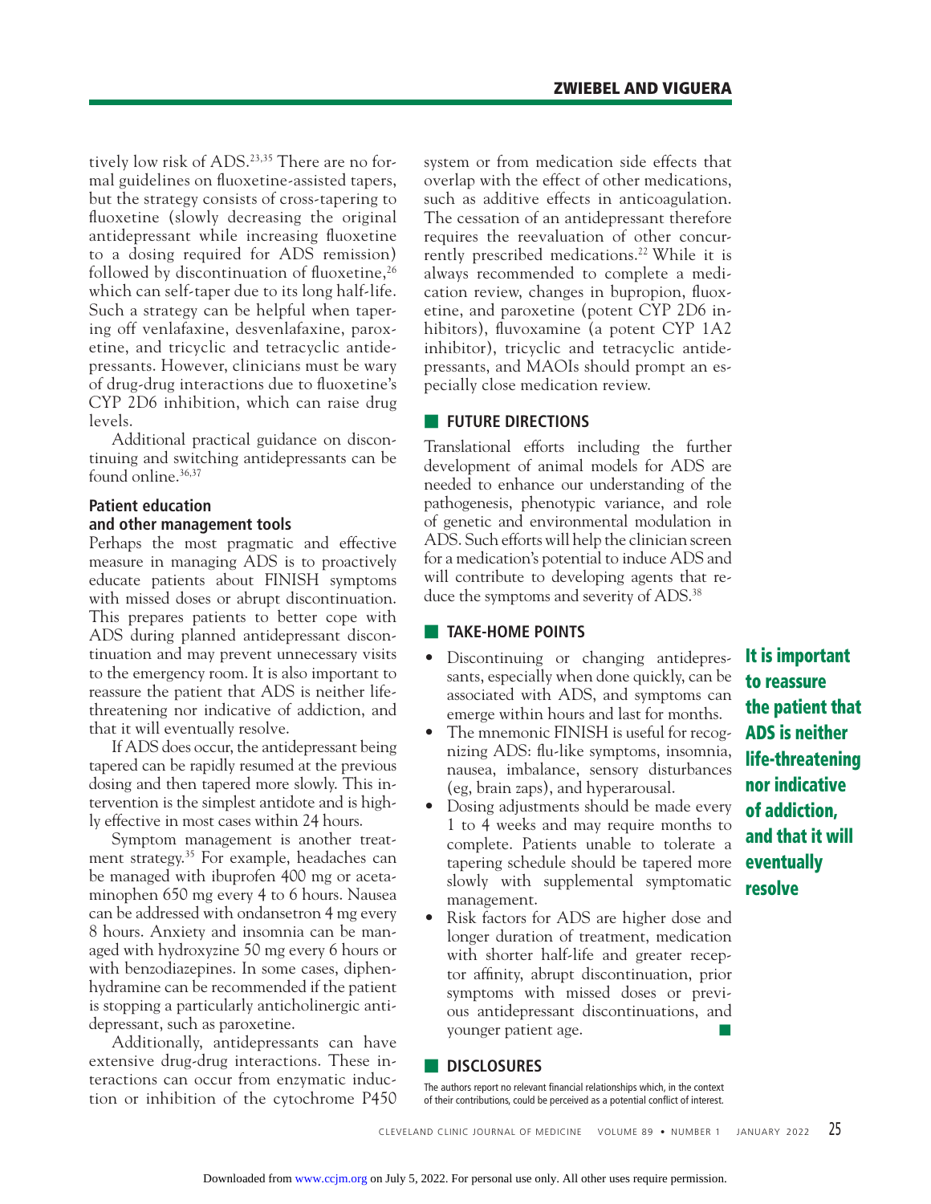tively low risk of ADS.[23,35] There are no formal guidelines on fluoxetine-assisted tapers, but the strategy consists of cross-tapering to fluoxetine (slowly decreasing the original antidepressant while increasing fluoxetine to a dosing required for ADS remission) followed by discontinuation of fluoxetine,[26] which can self-taper due to its long half-life. Such a strategy can be helpful when tapering off venlafaxine, desvenlafaxine, paroxetine, and tricyclic and tetracyclic antidepressants. However, clinicians must be wary of drug-drug interactions due to fluoxetine's CYP 2D6 inhibition, which can raise drug levels.

Additional practical guidance on discontinuing and switching antidepressants can be found online.[36,37]

### Patient education and other management tools

Perhaps the most pragmatic and effective measure in managing ADS is to proactively educate patients about FINISH symptoms with missed doses or abrupt discontinuation. This prepares patients to better cope with ADS during planned antidepressant discontinuation and may prevent unnecessary visits to the emergency room. It is also important to reassure the patient that ADS is neither life-threatening nor indicative of addiction, and that it will eventually resolve.

If ADS does occur, the antidepressant being tapered can be rapidly resumed at the previous dosing and then tapered more slowly. This intervention is the simplest antidote and is highly effective in most cases within 24 hours.

Symptom management is another treatment strategy.[35] For example, headaches can be managed with ibuprofen 400 mg or acetaminophen 650 mg every 4 to 6 hours. Nausea can be addressed with ondansetron 4 mg every 8 hours. Anxiety and insomnia can be managed with hydroxyzine 50 mg every 6 hours or with benzodiazepines. In some cases, diphenhydramine can be recommended if the patient is stopping a particularly anticholinergic antidepressant, such as paroxetine.

Additionally, antidepressants can have extensive drug-drug interactions. These interactions can occur from enzymatic induction or inhibition of the cytochrome P450 system or from medication side effects that overlap with the effect of other medications, such as additive effects in anticoagulation. The cessation of an antidepressant therefore requires the reevaluation of other concurrently prescribed medications.[22] While it is always recommended to complete a medication review, changes in bupropion, fluoxetine, and paroxetine (potent CYP 2D6 inhibitors), fluvoxamine (a potent CYP 1A2 inhibitor), tricyclic and tetracyclic antidepressants, and MAOIs should prompt an especially close medication review.

## FUTURE DIRECTIONS

Translational efforts including the further development of animal models for ADS are needed to enhance our understanding of the pathogenesis, phenotypic variance, and role of genetic and environmental modulation in ADS. Such efforts will help the clinician screen for a medication's potential to induce ADS and will contribute to developing agents that reduce the symptoms and severity of ADS.[38]

## TAKE-HOME POINTS

- Discontinuing or changing antidepressants, especially when done quickly, can be associated with ADS, and symptoms can emerge within hours and last for months.
- The mnemonic FINISH is useful for recognizing ADS: flu-like symptoms, insomnia, nausea, imbalance, sensory disturbances (eg, brain zaps), and hyperarousal.
- Dosing adjustments should be made every 1 to 4 weeks and may require months to complete. Patients unable to tolerate a tapering schedule should be tapered more slowly with supplemental symptomatic management.
- Risk factors for ADS are higher dose and longer duration of treatment, medication with shorter half-life and greater receptor affinity, abrupt discontinuation, prior symptoms with missed doses or previous antidepressant discontinuations, and younger patient age.

**It is important to reassure the patient that ADS is neither life-threatening nor indicative of addiction, and that it will eventually resolve**

## DISCLOSURES

The authors report no relevant financial relationships which, in the context of their contributions, could be perceived as a potential conflict of interest.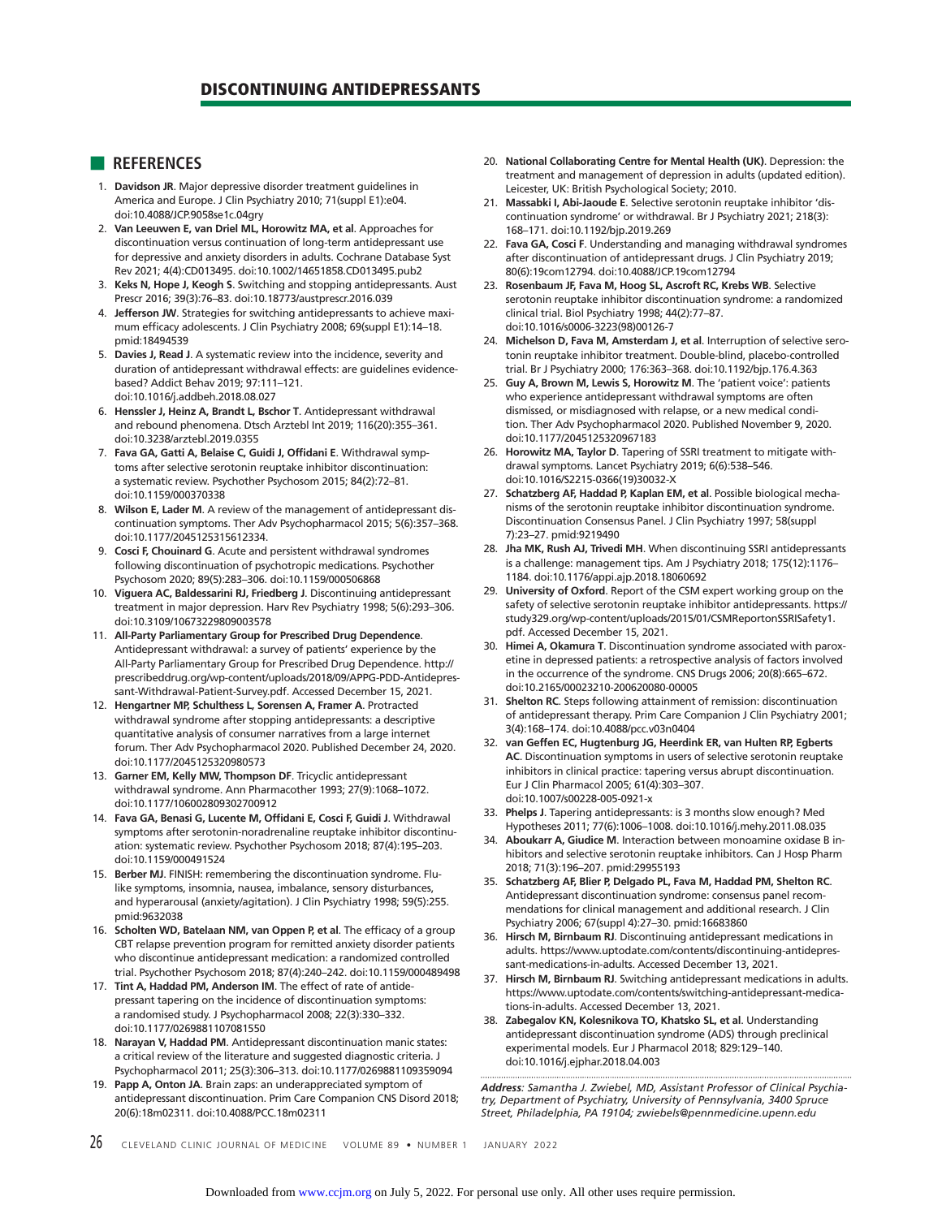## REFERENCES

1. **Davidson JR**. Major depressive disorder treatment guidelines in America and Europe. J Clin Psychiatry 2010; 71(suppl E1):e04. doi:10.4088/JCP.9058se1c.04gry
2. **Van Leeuwen E, van Driel ML, Horowitz MA, et al**. Approaches for discontinuation versus continuation of long-term antidepressant use for depressive and anxiety disorders in adults. Cochrane Database Syst Rev 2021; 4(4):CD013495. doi:10.1002/14651858.CD013495.pub2
3. **Keks N, Hope J, Keogh S**. Switching and stopping antidepressants. Aust Prescr 2016; 39(3):76–83. doi:10.18773/austprescr.2016.039
4. **Jefferson JW**. Strategies for switching antidepressants to achieve maximum efficacy adolescents. J Clin Psychiatry 2008; 69(suppl E1):14–18. pmid:18494539
5. **Davies J, Read J**. A systematic review into the incidence, severity and duration of antidepressant withdrawal effects: are guidelines evidence-based? Addict Behav 2019; 97:111–121. doi:10.1016/j.addbeh.2018.08.027
6. **Henssler J, Heinz A, Brandt L, Bschor T**. Antidepressant withdrawal and rebound phenomena. Dtsch Arztebl Int 2019; 116(20):355–361. doi:10.3238/arztebl.2019.0355
7. **Fava GA, Gatti A, Belaise C, Guidi J, Offidani E**. Withdrawal symptoms after selective serotonin reuptake inhibitor discontinuation: a systematic review. Psychother Psychosom 2015; 84(2):72–81. doi:10.1159/000370338
8. **Wilson E, Lader M**. A review of the management of antidepressant discontinuation symptoms. Ther Adv Psychopharmacol 2015; 5(6):357–368. doi:10.1177/2045125315612334.
9. **Cosci F, Chouinard G**. Acute and persistent withdrawal syndromes following discontinuation of psychotropic medications. Psychother Psychosom 2020; 89(5):283–306. doi:10.1159/000506868
10. **Viguera AC, Baldessarini RJ, Friedberg J**. Discontinuing antidepressant treatment in major depression. Harv Rev Psychiatry 1998; 5(6):293–306. doi:10.3109/10673229809003578
11. **All-Party Parliamentary Group for Prescribed Drug Dependence**. Antidepressant withdrawal: a survey of patients' experience by the All-Party Parliamentary Group for Prescribed Drug Dependence. http://prescribeddrug.org/wp-content/uploads/2018/09/APPG-PDD-Antidepressant-Withdrawal-Patient-Survey.pdf. Accessed December 15, 2021.
12. **Hengartner MP, Schulthess L, Sorensen A, Framer A**. Protracted withdrawal syndrome after stopping antidepressants: a descriptive quantitative analysis of consumer narratives from a large internet forum. Ther Adv Psychopharmacol 2020. Published December 24, 2020. doi:10.1177/2045125320980573
13. **Garner EM, Kelly MW, Thompson DF**. Tricyclic antidepressant withdrawal syndrome. Ann Pharmacother 1993; 27(9):1068–1072. doi:10.1177/106002809302700912
14. **Fava GA, Benasi G, Lucente M, Offidani E, Cosci F, Guidi J**. Withdrawal symptoms after serotonin-noradrenaline reuptake inhibitor discontinuation: systematic review. Psychother Psychosom 2018; 87(4):195–203. doi:10.1159/000491524
15. **Berber MJ**. FINISH: remembering the discontinuation syndrome. Flu-like symptoms, insomnia, nausea, imbalance, sensory disturbances, and hyperarousal (anxiety/agitation). J Clin Psychiatry 1998; 59(5):255. pmid:9632038
16. **Scholten WD, Batelaan NM, van Oppen P, et al**. The efficacy of a group CBT relapse prevention program for remitted anxiety disorder patients who discontinue antidepressant medication: a randomized controlled trial. Psychother Psychosom 2018; 87(4):240–242. doi:10.1159/000489498
17. **Tint A, Haddad PM, Anderson IM**. The effect of rate of antidepressant tapering on the incidence of discontinuation symptoms: a randomised study. J Psychopharmacol 2008; 22(3):330–332. doi:10.1177/0269881107081550
18. **Narayan V, Haddad PM**. Antidepressant discontinuation manic states: a critical review of the literature and suggested diagnostic criteria. J Psychopharmacol 2011; 25(3):306–313. doi:10.1177/0269881109359094
19. **Papp A, Onton JA**. Brain zaps: an underappreciated symptom of antidepressant discontinuation. Prim Care Companion CNS Disord 2018; 20(6):18m02311. doi:10.4088/PCC.18m02311
20. **National Collaborating Centre for Mental Health (UK)**. Depression: the treatment and management of depression in adults (updated edition). Leicester, UK: British Psychological Society; 2010.
21. **Massabki I, Abi-Jaoude E**. Selective serotonin reuptake inhibitor 'discontinuation syndrome' or withdrawal. Br J Psychiatry 2021; 218(3): 168–171. doi:10.1192/bjp.2019.269
22. **Fava GA, Cosci F**. Understanding and managing withdrawal syndromes after discontinuation of antidepressant drugs. J Clin Psychiatry 2019; 80(6):19com12794. doi:10.4088/JCP.19com12794
23. **Rosenbaum JF, Fava M, Hoog SL, Ascroft RC, Krebs WB**. Selective serotonin reuptake inhibitor discontinuation syndrome: a randomized clinical trial. Biol Psychiatry 1998; 44(2):77–87. doi:10.1016/s0006-3223(98)00126-7
24. **Michelson D, Fava M, Amsterdam J, et al**. Interruption of selective serotonin reuptake inhibitor treatment. Double-blind, placebo-controlled trial. Br J Psychiatry 2000; 176:363–368. doi:10.1192/bjp.176.4.363
25. **Guy A, Brown M, Lewis S, Horowitz M**. The 'patient voice': patients who experience antidepressant withdrawal symptoms are often dismissed, or misdiagnosed with relapse, or a new medical condition. Ther Adv Psychopharmacol 2020. Published November 9, 2020. doi:10.1177/2045125320967183
26. **Horowitz MA, Taylor D**. Tapering of SSRI treatment to mitigate withdrawal symptoms. Lancet Psychiatry 2019; 6(6):538–546. doi:10.1016/S2215-0366(19)30032-X
27. **Schatzberg AF, Haddad P, Kaplan EM, et al**. Possible biological mechanisms of the serotonin reuptake inhibitor discontinuation syndrome. Discontinuation Consensus Panel. J Clin Psychiatry 1997; 58(suppl 7):23–27. pmid:9219490
28. **Jha MK, Rush AJ, Trivedi MH**. When discontinuing SSRI antidepressants is a challenge: management tips. Am J Psychiatry 2018; 175(12):1176–1184. doi:10.1176/appi.ajp.2018.18060692
29. **University of Oxford**. Report of the CSM expert working group on the safety of selective serotonin reuptake inhibitor antidepressants. https://study329.org/wp-content/uploads/2015/01/CSMReportonSSRISafety1.pdf. Accessed December 15, 2021.
30. **Himei A, Okamura T**. Discontinuation syndrome associated with paroxetine in depressed patients: a retrospective analysis of factors involved in the occurrence of the syndrome. CNS Drugs 2006; 20(8):665–672. doi:10.2165/00023210-200620080-00005
31. **Shelton RC**. Steps following attainment of remission: discontinuation of antidepressant therapy. Prim Care Companion J Clin Psychiatry 2001; 3(4):168–174. doi:10.4088/pcc.v03n0404
32. **van Geffen EC, Hugtenburg JG, Heerdink ER, van Hulten RP, Egberts AC**. Discontinuation symptoms in users of selective serotonin reuptake inhibitors in clinical practice: tapering versus abrupt discontinuation. Eur J Clin Pharmacol 2005; 61(4):303–307. doi:10.1007/s00228-005-0921-x
33. **Phelps J**. Tapering antidepressants: is 3 months slow enough? Med Hypotheses 2011; 77(6):1006–1008. doi:10.1016/j.mehy.2011.08.035
34. **Aboukarr A, Giudice M**. Interaction between monoamine oxidase B inhibitors and selective serotonin reuptake inhibitors. Can J Hosp Pharm 2018; 71(3):196–207. pmid:29955193
35. **Schatzberg AF, Blier P, Delgado PL, Fava M, Haddad PM, Shelton RC**. Antidepressant discontinuation syndrome: consensus panel recommendations for clinical management and additional research. J Clin Psychiatry 2006; 67(suppl 4):27–30. pmid:16683860
36. **Hirsch M, Birnbaum RJ**. Discontinuing antidepressant medications in adults. https://www.uptodate.com/contents/discontinuing-antidepressant-medications-in-adults. Accessed December 13, 2021.
37. **Hirsch M, Birnbaum RJ**. Switching antidepressant medications in adults. https://www.uptodate.com/contents/switching-antidepressant-medications-in-adults. Accessed December 13, 2021.
38. **Zabegalov KN, Kolesnikova TO, Khatsko SL, et al**. Understanding antidepressant discontinuation syndrome (ADS) through preclinical experimental models. Eur J Pharmacol 2018; 829:129–140. doi:10.1016/j.ejphar.2018.04.003

*Address: Samantha J. Zwiebel, MD, Assistant Professor of Clinical Psychiatry, Department of Psychiatry, University of Pennsylvania, 3400 Spruce Street, Philadelphia, PA 19104; zwiebels@pennmedicine.upenn.edu*